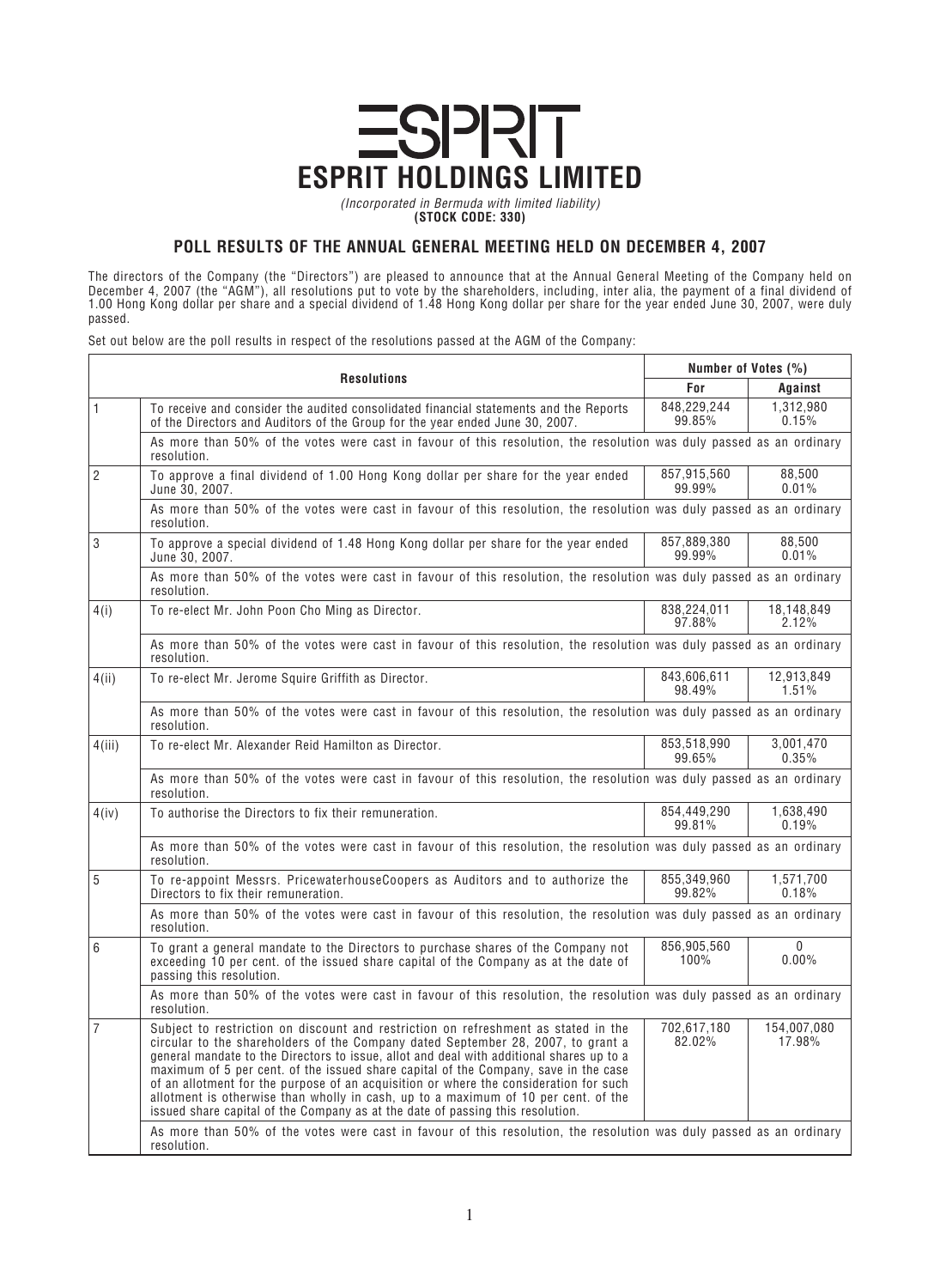# ESPRIT HOLDINGS LIMITED

*(Incorporated in Bermuda with limited liability)*

**(STOCK CODE: 330)**

## POLL RESULTS OF THE ANNUAL GENERAL MEETING HELD ON DECEMBER 4, 2007

The directors of the Company (the "Directors") are pleased to announce that at the Annual General Meeting of the Company held on December 4, 2007 (the "AGM"), all resolutions put to vote by the shareholders, including, inter alia, the payment of a final dividend of 1.00 Hong Kong dollar per share and a special dividend of 1.48 Hong Kong dollar per share for the year ended June 30, 2007, were duly passed.

Set out below are the poll results in respect of the resolutions passed at the AGM of the Company:

| | Resolutions | Number of Votes (%) | |
|---|---|---|---|
| | | For | Against |
| 1 | To receive and consider the audited consolidated financial statements and the Reports of the Directors and Auditors of the Group for the year ended June 30, 2007. | 848,229,244 99.85% | 1,312,980 0.15% |
| | As more than 50% of the votes were cast in favour of this resolution, the resolution was duly passed as an ordinary resolution. | | |
| 2 | To approve a final dividend of 1.00 Hong Kong dollar per share for the year ended June 30, 2007. | 857,915,560 99.99% | 88,500 0.01% |
| | As more than 50% of the votes were cast in favour of this resolution, the resolution was duly passed as an ordinary resolution. | | |
| 3 | To approve a special dividend of 1.48 Hong Kong dollar per share for the year ended June 30, 2007. | 857,889,380 99.99% | 88,500 0.01% |
| | As more than 50% of the votes were cast in favour of this resolution, the resolution was duly passed as an ordinary resolution. | | |
| 4(i) | To re-elect Mr. John Poon Cho Ming as Director. | 838,224,011 97.88% | 18,148,849 2.12% |
| | As more than 50% of the votes were cast in favour of this resolution, the resolution was duly passed as an ordinary resolution. | | |
| 4(ii) | To re-elect Mr. Jerome Squire Griffith as Director. | 843,606,611 98.49% | 12,913,849 1.51% |
| | As more than 50% of the votes were cast in favour of this resolution, the resolution was duly passed as an ordinary resolution. | | |
| 4(iii) | To re-elect Mr. Alexander Reid Hamilton as Director. | 853,518,990 99.65% | 3,001,470 0.35% |
| | As more than 50% of the votes were cast in favour of this resolution, the resolution was duly passed as an ordinary resolution. | | |
| 4(iv) | To authorise the Directors to fix their remuneration. | 854,449,290 99.81% | 1,638,490 0.19% |
| | As more than 50% of the votes were cast in favour of this resolution, the resolution was duly passed as an ordinary resolution. | | |
| 5 | To re-appoint Messrs. PricewaterhouseCoopers as Auditors and to authorize the Directors to fix their remuneration. | 855,349,960 99.82% | 1,571,700 0.18% |
| | As more than 50% of the votes were cast in favour of this resolution, the resolution was duly passed as an ordinary resolution. | | |
| 6 | To grant a general mandate to the Directors to purchase shares of the Company not exceeding 10 per cent. of the issued share capital of the Company as at the date of passing this resolution. | 856,905,560 100% | 0 0.00% |
| | As more than 50% of the votes were cast in favour of this resolution, the resolution was duly passed as an ordinary resolution. | | |
| 7 | Subject to restriction on discount and restriction on refreshment as stated in the circular to the shareholders of the Company dated September 28, 2007, to grant a general mandate to the Directors to issue, allot and deal with additional shares up to a maximum of 5 per cent. of the issued share capital of the Company, save in the case of an allotment for the purpose of an acquisition or where the consideration for such allotment is otherwise than wholly in cash, up to a maximum of 10 per cent. of the issued share capital of the Company as at the date of passing this resolution. | 702,617,180 82.02% | 154,007,080 17.98% |
| | As more than 50% of the votes were cast in favour of this resolution, the resolution was duly passed as an ordinary resolution. | | |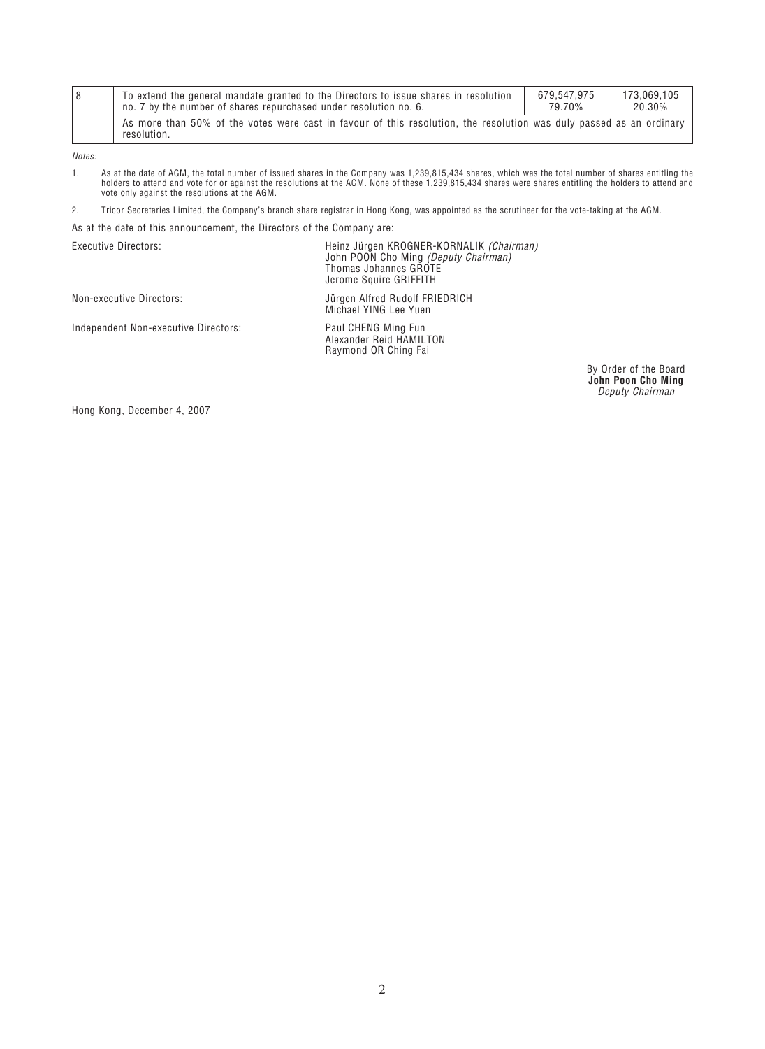| | | | |
|---|---|---|---|
| 8 | To extend the general mandate granted to the Directors to issue shares in resolution no. 7 by the number of shares repurchased under resolution no. 6. | 679,547,975<br>79.70% | 173,069,105<br>20.30% |
| | As more than 50% of the votes were cast in favour of this resolution, the resolution was duly passed as an ordinary resolution. | | |

*Notes:*

1. As at the date of AGM, the total number of issued shares in the Company was 1,239,815,434 shares, which was the total number of shares entitling the holders to attend and vote for or against the resolutions at the AGM. None of these 1,239,815,434 shares were shares entitling the holders to attend and vote only against the resolutions at the AGM.

2. Tricor Secretaries Limited, the Company's branch share registrar in Hong Kong, was appointed as the scrutineer for the vote-taking at the AGM.

As at the date of this announcement, the Directors of the Company are:

| | |
|---|---|
| Executive Directors: | Heinz Jürgen KROGNER-KORNALIK *(Chairman)*<br>John POON Cho Ming *(Deputy Chairman)*<br>Thomas Johannes GROTE<br>Jerome Squire GRIFFITH |
| Non-executive Directors: | Jürgen Alfred Rudolf FRIEDRICH<br>Michael YING Lee Yuen |
| Independent Non-executive Directors: | Paul CHENG Ming Fun<br>Alexander Reid HAMILTON<br>Raymond OR Ching Fai |

By Order of the Board
**John Poon Cho Ming**
*Deputy Chairman*

Hong Kong, December 4, 2007